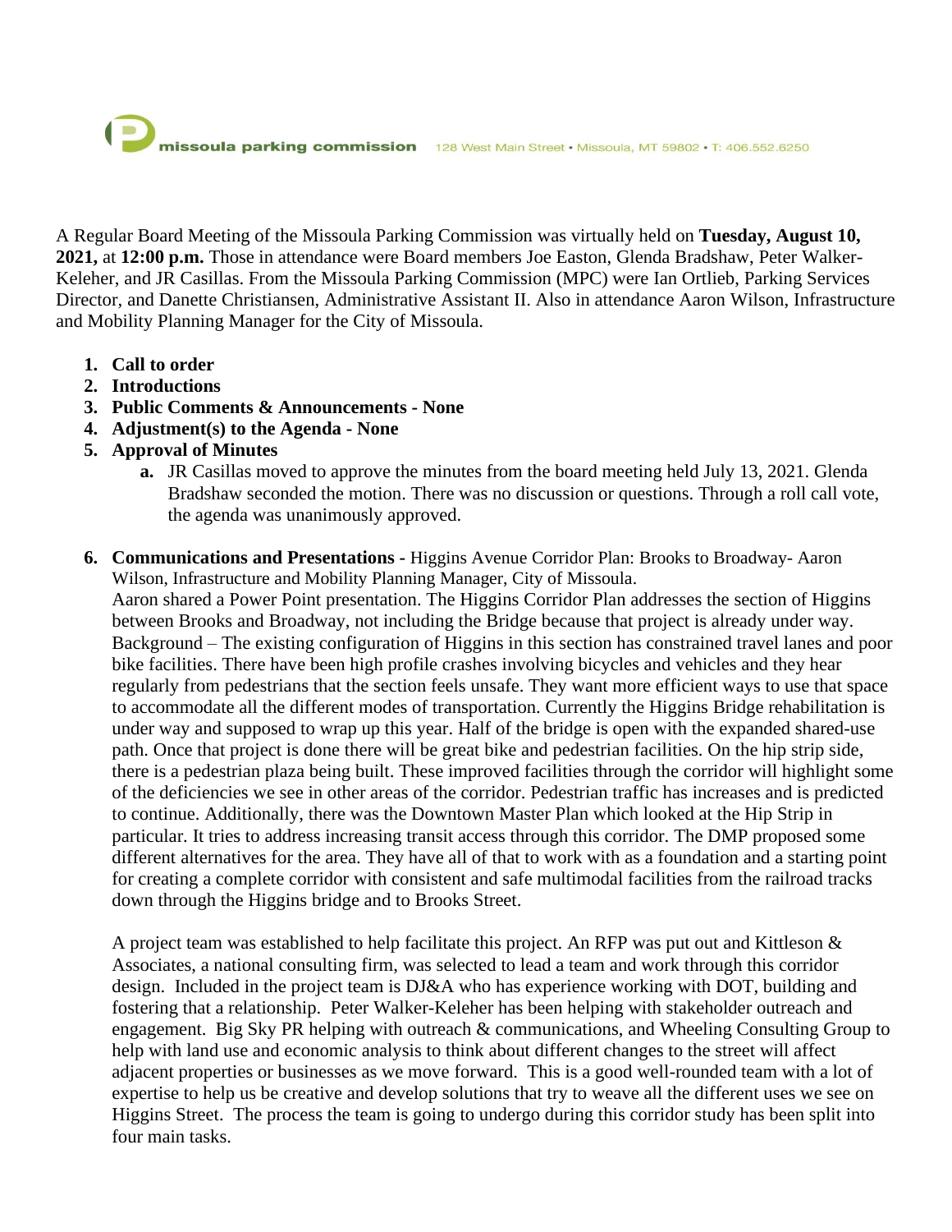missoula parking commission 128 West Main Street • Missoula, MT 59802 • T: 406.552.6250

A Regular Board Meeting of the Missoula Parking Commission was virtually held on **Tuesday, August 10, 2021,** at **12:00 p.m.** Those in attendance were Board members Joe Easton, Glenda Bradshaw, Peter Walker-Keleher, and JR Casillas. From the Missoula Parking Commission (MPC) were Ian Ortlieb, Parking Services Director, and Danette Christiansen, Administrative Assistant II. Also in attendance Aaron Wilson, Infrastructure and Mobility Planning Manager for the City of Missoula.

1. **Call to order**
2. **Introductions**
3. **Public Comments & Announcements - None**
4. **Adjustment(s) to the Agenda - None**
5. **Approval of Minutes**
   a. JR Casillas moved to approve the minutes from the board meeting held July 13, 2021. Glenda Bradshaw seconded the motion. There was no discussion or questions. Through a roll call vote, the agenda was unanimously approved.

6. **Communications and Presentations -** Higgins Avenue Corridor Plan: Brooks to Broadway- Aaron Wilson, Infrastructure and Mobility Planning Manager, City of Missoula.
   Aaron shared a Power Point presentation. The Higgins Corridor Plan addresses the section of Higgins between Brooks and Broadway, not including the Bridge because that project is already under way. Background – The existing configuration of Higgins in this section has constrained travel lanes and poor bike facilities. There have been high profile crashes involving bicycles and vehicles and they hear regularly from pedestrians that the section feels unsafe. They want more efficient ways to use that space to accommodate all the different modes of transportation. Currently the Higgins Bridge rehabilitation is under way and supposed to wrap up this year. Half of the bridge is open with the expanded shared-use path. Once that project is done there will be great bike and pedestrian facilities. On the hip strip side, there is a pedestrian plaza being built. These improved facilities through the corridor will highlight some of the deficiencies we see in other areas of the corridor. Pedestrian traffic has increases and is predicted to continue. Additionally, there was the Downtown Master Plan which looked at the Hip Strip in particular. It tries to address increasing transit access through this corridor. The DMP proposed some different alternatives for the area. They have all of that to work with as a foundation and a starting point for creating a complete corridor with consistent and safe multimodal facilities from the railroad tracks down through the Higgins bridge and to Brooks Street.

   A project team was established to help facilitate this project. An RFP was put out and Kittleson & Associates, a national consulting firm, was selected to lead a team and work through this corridor design. Included in the project team is DJ&A who has experience working with DOT, building and fostering that a relationship. Peter Walker-Keleher has been helping with stakeholder outreach and engagement. Big Sky PR helping with outreach & communications, and Wheeling Consulting Group to help with land use and economic analysis to think about different changes to the street will affect adjacent properties or businesses as we move forward. This is a good well-rounded team with a lot of expertise to help us be creative and develop solutions that try to weave all the different uses we see on Higgins Street. The process the team is going to undergo during this corridor study has been split into four main tasks.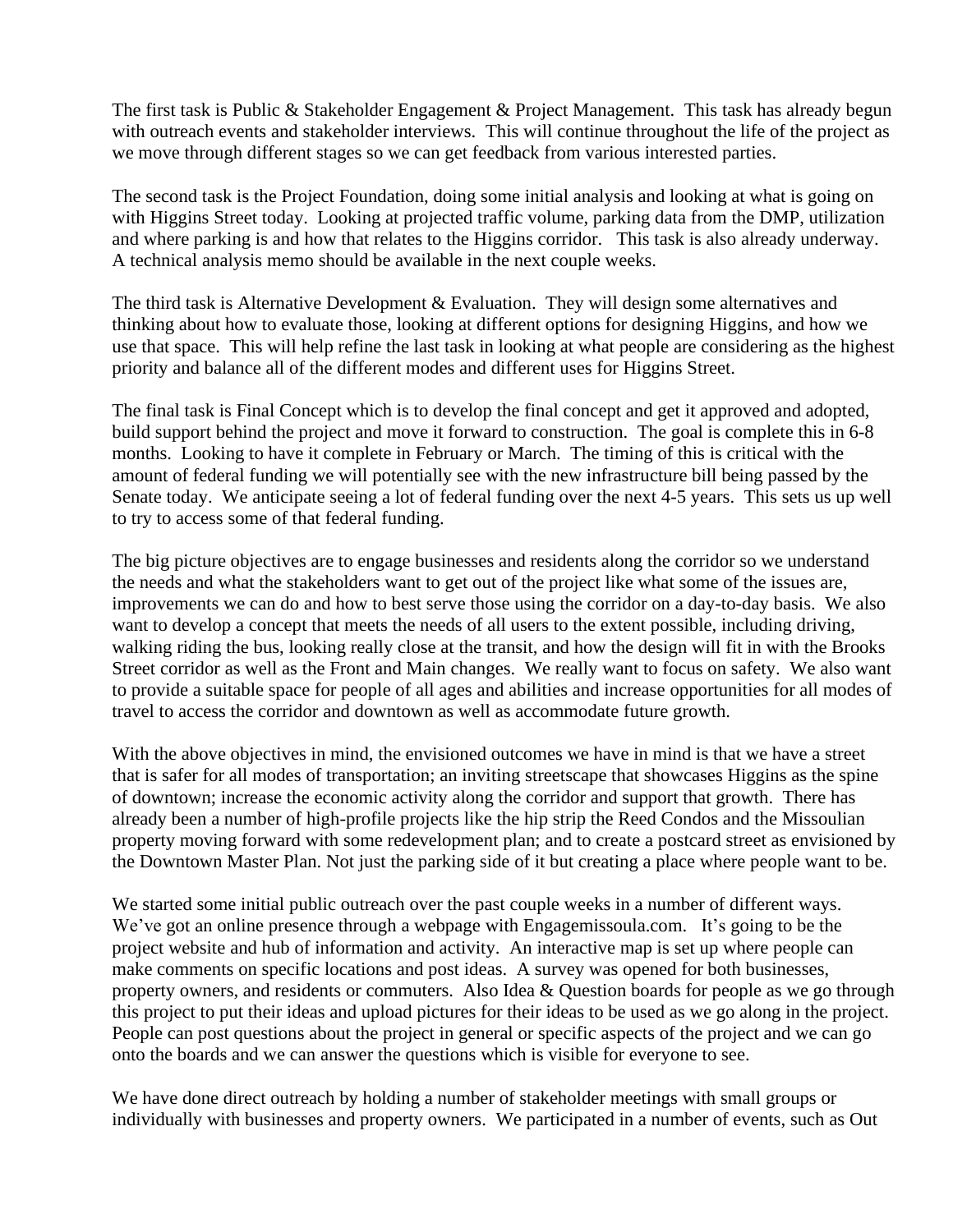The first task is Public & Stakeholder Engagement & Project Management. This task has already begun with outreach events and stakeholder interviews. This will continue throughout the life of the project as we move through different stages so we can get feedback from various interested parties.

The second task is the Project Foundation, doing some initial analysis and looking at what is going on with Higgins Street today. Looking at projected traffic volume, parking data from the DMP, utilization and where parking is and how that relates to the Higgins corridor. This task is also already underway. A technical analysis memo should be available in the next couple weeks.

The third task is Alternative Development & Evaluation. They will design some alternatives and thinking about how to evaluate those, looking at different options for designing Higgins, and how we use that space. This will help refine the last task in looking at what people are considering as the highest priority and balance all of the different modes and different uses for Higgins Street.

The final task is Final Concept which is to develop the final concept and get it approved and adopted, build support behind the project and move it forward to construction. The goal is complete this in 6-8 months. Looking to have it complete in February or March. The timing of this is critical with the amount of federal funding we will potentially see with the new infrastructure bill being passed by the Senate today. We anticipate seeing a lot of federal funding over the next 4-5 years. This sets us up well to try to access some of that federal funding.

The big picture objectives are to engage businesses and residents along the corridor so we understand the needs and what the stakeholders want to get out of the project like what some of the issues are, improvements we can do and how to best serve those using the corridor on a day-to-day basis. We also want to develop a concept that meets the needs of all users to the extent possible, including driving, walking riding the bus, looking really close at the transit, and how the design will fit in with the Brooks Street corridor as well as the Front and Main changes. We really want to focus on safety. We also want to provide a suitable space for people of all ages and abilities and increase opportunities for all modes of travel to access the corridor and downtown as well as accommodate future growth.

With the above objectives in mind, the envisioned outcomes we have in mind is that we have a street that is safer for all modes of transportation; an inviting streetscape that showcases Higgins as the spine of downtown; increase the economic activity along the corridor and support that growth. There has already been a number of high-profile projects like the hip strip the Reed Condos and the Missoulian property moving forward with some redevelopment plan; and to create a postcard street as envisioned by the Downtown Master Plan. Not just the parking side of it but creating a place where people want to be.

We started some initial public outreach over the past couple weeks in a number of different ways. We've got an online presence through a webpage with Engagemissoula.com. It's going to be the project website and hub of information and activity. An interactive map is set up where people can make comments on specific locations and post ideas. A survey was opened for both businesses, property owners, and residents or commuters. Also Idea & Question boards for people as we go through this project to put their ideas and upload pictures for their ideas to be used as we go along in the project. People can post questions about the project in general or specific aspects of the project and we can go onto the boards and we can answer the questions which is visible for everyone to see.

We have done direct outreach by holding a number of stakeholder meetings with small groups or individually with businesses and property owners. We participated in a number of events, such as Out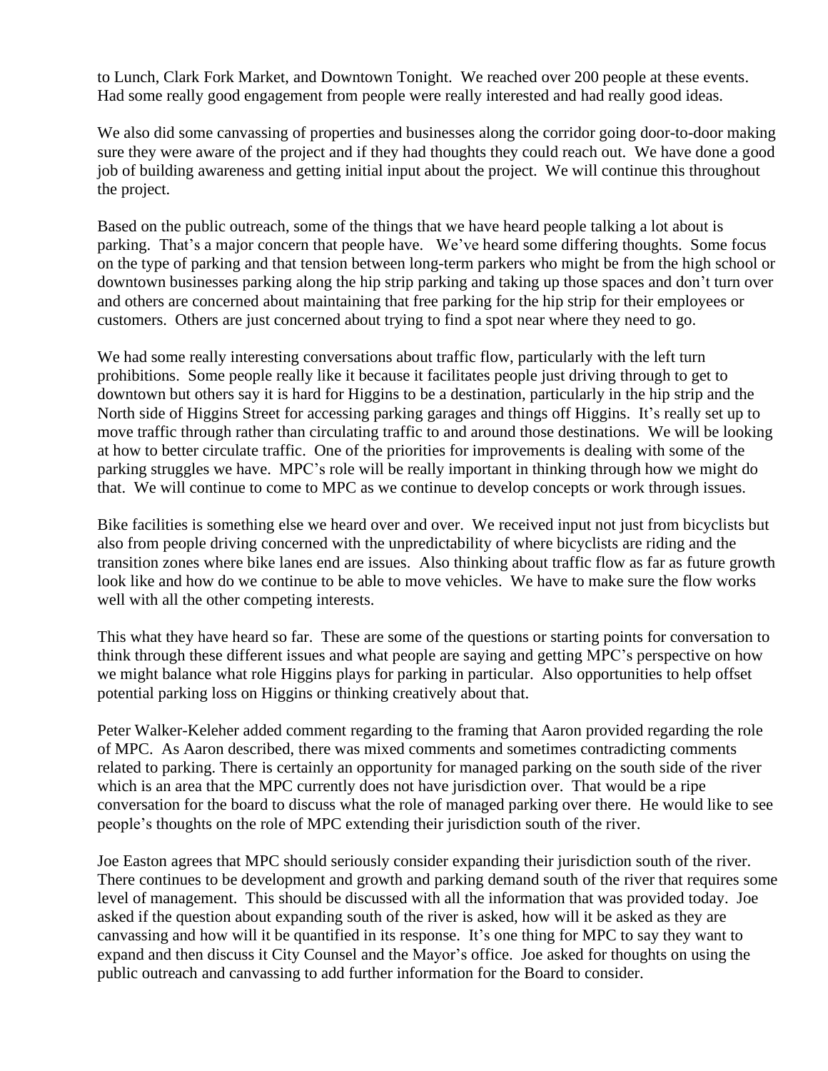to Lunch, Clark Fork Market, and Downtown Tonight. We reached over 200 people at these events. Had some really good engagement from people were really interested and had really good ideas.

We also did some canvassing of properties and businesses along the corridor going door-to-door making sure they were aware of the project and if they had thoughts they could reach out. We have done a good job of building awareness and getting initial input about the project. We will continue this throughout the project.

Based on the public outreach, some of the things that we have heard people talking a lot about is parking. That's a major concern that people have. We've heard some differing thoughts. Some focus on the type of parking and that tension between long-term parkers who might be from the high school or downtown businesses parking along the hip strip parking and taking up those spaces and don't turn over and others are concerned about maintaining that free parking for the hip strip for their employees or customers. Others are just concerned about trying to find a spot near where they need to go.

We had some really interesting conversations about traffic flow, particularly with the left turn prohibitions. Some people really like it because it facilitates people just driving through to get to downtown but others say it is hard for Higgins to be a destination, particularly in the hip strip and the North side of Higgins Street for accessing parking garages and things off Higgins. It's really set up to move traffic through rather than circulating traffic to and around those destinations. We will be looking at how to better circulate traffic. One of the priorities for improvements is dealing with some of the parking struggles we have. MPC's role will be really important in thinking through how we might do that. We will continue to come to MPC as we continue to develop concepts or work through issues.

Bike facilities is something else we heard over and over. We received input not just from bicyclists but also from people driving concerned with the unpredictability of where bicyclists are riding and the transition zones where bike lanes end are issues. Also thinking about traffic flow as far as future growth look like and how do we continue to be able to move vehicles. We have to make sure the flow works well with all the other competing interests.

This what they have heard so far. These are some of the questions or starting points for conversation to think through these different issues and what people are saying and getting MPC's perspective on how we might balance what role Higgins plays for parking in particular. Also opportunities to help offset potential parking loss on Higgins or thinking creatively about that.

Peter Walker-Keleher added comment regarding to the framing that Aaron provided regarding the role of MPC. As Aaron described, there was mixed comments and sometimes contradicting comments related to parking. There is certainly an opportunity for managed parking on the south side of the river which is an area that the MPC currently does not have jurisdiction over. That would be a ripe conversation for the board to discuss what the role of managed parking over there. He would like to see people's thoughts on the role of MPC extending their jurisdiction south of the river.

Joe Easton agrees that MPC should seriously consider expanding their jurisdiction south of the river. There continues to be development and growth and parking demand south of the river that requires some level of management. This should be discussed with all the information that was provided today. Joe asked if the question about expanding south of the river is asked, how will it be asked as they are canvassing and how will it be quantified in its response. It's one thing for MPC to say they want to expand and then discuss it City Counsel and the Mayor's office. Joe asked for thoughts on using the public outreach and canvassing to add further information for the Board to consider.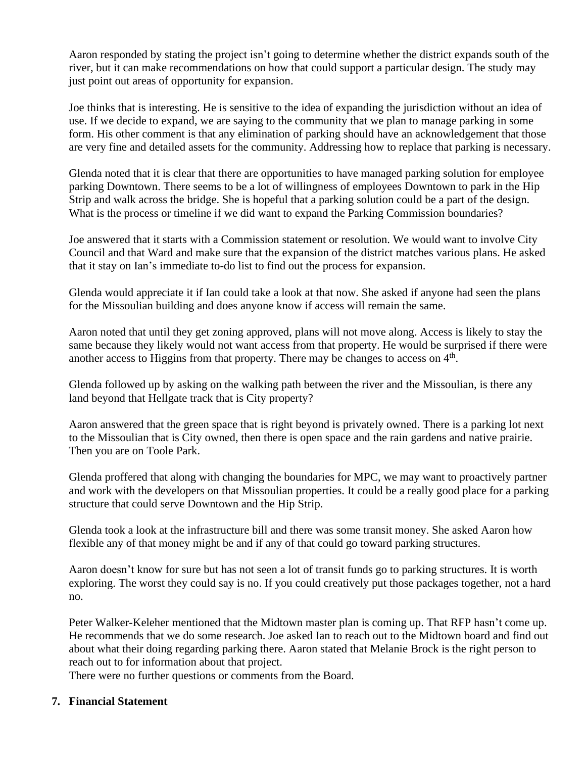Aaron responded by stating the project isn't going to determine whether the district expands south of the river, but it can make recommendations on how that could support a particular design. The study may just point out areas of opportunity for expansion.

Joe thinks that is interesting. He is sensitive to the idea of expanding the jurisdiction without an idea of use. If we decide to expand, we are saying to the community that we plan to manage parking in some form. His other comment is that any elimination of parking should have an acknowledgement that those are very fine and detailed assets for the community. Addressing how to replace that parking is necessary.

Glenda noted that it is clear that there are opportunities to have managed parking solution for employee parking Downtown. There seems to be a lot of willingness of employees Downtown to park in the Hip Strip and walk across the bridge. She is hopeful that a parking solution could be a part of the design. What is the process or timeline if we did want to expand the Parking Commission boundaries?

Joe answered that it starts with a Commission statement or resolution. We would want to involve City Council and that Ward and make sure that the expansion of the district matches various plans. He asked that it stay on Ian's immediate to-do list to find out the process for expansion.

Glenda would appreciate it if Ian could take a look at that now. She asked if anyone had seen the plans for the Missoulian building and does anyone know if access will remain the same.

Aaron noted that until they get zoning approved, plans will not move along. Access is likely to stay the same because they likely would not want access from that property. He would be surprised if there were another access to Higgins from that property. There may be changes to access on 4th.

Glenda followed up by asking on the walking path between the river and the Missoulian, is there any land beyond that Hellgate track that is City property?

Aaron answered that the green space that is right beyond is privately owned. There is a parking lot next to the Missoulian that is City owned, then there is open space and the rain gardens and native prairie. Then you are on Toole Park.

Glenda proffered that along with changing the boundaries for MPC, we may want to proactively partner and work with the developers on that Missoulian properties. It could be a really good place for a parking structure that could serve Downtown and the Hip Strip.

Glenda took a look at the infrastructure bill and there was some transit money. She asked Aaron how flexible any of that money might be and if any of that could go toward parking structures.

Aaron doesn't know for sure but has not seen a lot of transit funds go to parking structures. It is worth exploring. The worst they could say is no. If you could creatively put those packages together, not a hard no.

Peter Walker-Keleher mentioned that the Midtown master plan is coming up. That RFP hasn't come up. He recommends that we do some research. Joe asked Ian to reach out to the Midtown board and find out about what their doing regarding parking there. Aaron stated that Melanie Brock is the right person to reach out to for information about that project.
There were no further questions or comments from the Board.

**7. Financial Statement**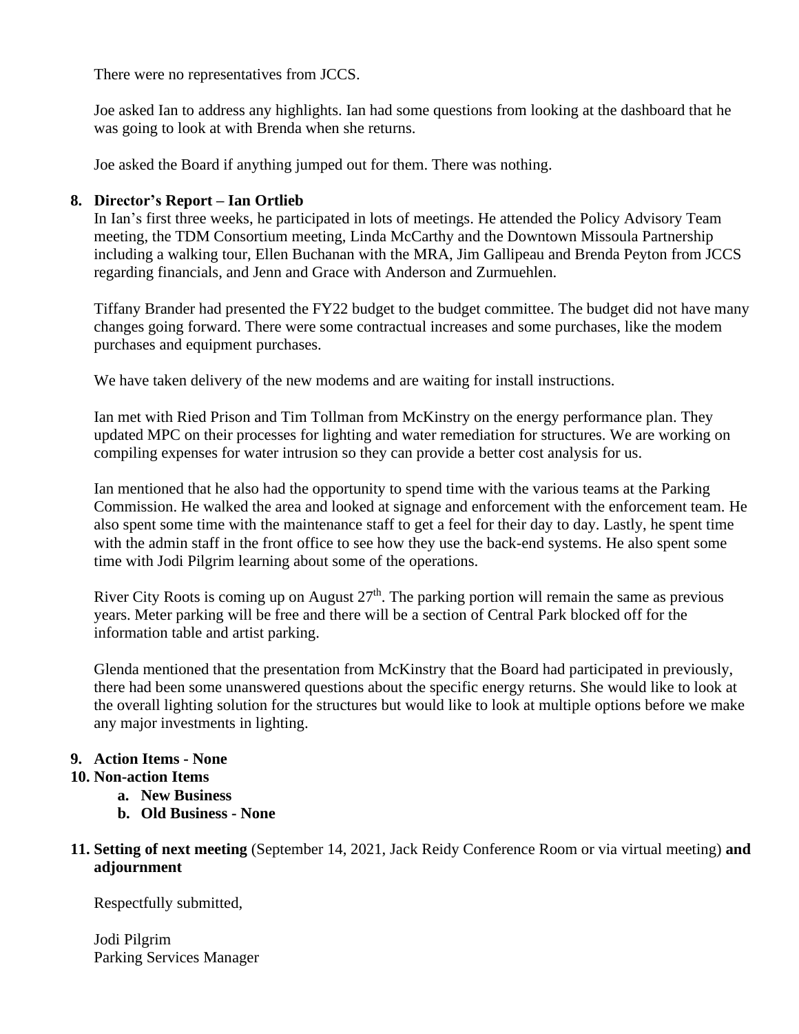There were no representatives from JCCS.

Joe asked Ian to address any highlights. Ian had some questions from looking at the dashboard that he was going to look at with Brenda when she returns.

Joe asked the Board if anything jumped out for them. There was nothing.

**8. Director's Report – Ian Ortlieb**

In Ian's first three weeks, he participated in lots of meetings. He attended the Policy Advisory Team meeting, the TDM Consortium meeting, Linda McCarthy and the Downtown Missoula Partnership including a walking tour, Ellen Buchanan with the MRA, Jim Gallipeau and Brenda Peyton from JCCS regarding financials, and Jenn and Grace with Anderson and Zurmuehlen.

Tiffany Brander had presented the FY22 budget to the budget committee. The budget did not have many changes going forward. There were some contractual increases and some purchases, like the modem purchases and equipment purchases.

We have taken delivery of the new modems and are waiting for install instructions.

Ian met with Ried Prison and Tim Tollman from McKinstry on the energy performance plan. They updated MPC on their processes for lighting and water remediation for structures. We are working on compiling expenses for water intrusion so they can provide a better cost analysis for us.

Ian mentioned that he also had the opportunity to spend time with the various teams at the Parking Commission. He walked the area and looked at signage and enforcement with the enforcement team. He also spent some time with the maintenance staff to get a feel for their day to day. Lastly, he spent time with the admin staff in the front office to see how they use the back-end systems. He also spent some time with Jodi Pilgrim learning about some of the operations.

River City Roots is coming up on August 27th. The parking portion will remain the same as previous years. Meter parking will be free and there will be a section of Central Park blocked off for the information table and artist parking.

Glenda mentioned that the presentation from McKinstry that the Board had participated in previously, there had been some unanswered questions about the specific energy returns. She would like to look at the overall lighting solution for the structures but would like to look at multiple options before we make any major investments in lighting.

**9. Action Items - None**

**10. Non-action Items**

   **a. New Business**

   **b. Old Business - None**

**11. Setting of next meeting** (September 14, 2021, Jack Reidy Conference Room or via virtual meeting) **and adjournment**

Respectfully submitted,

Jodi Pilgrim
Parking Services Manager